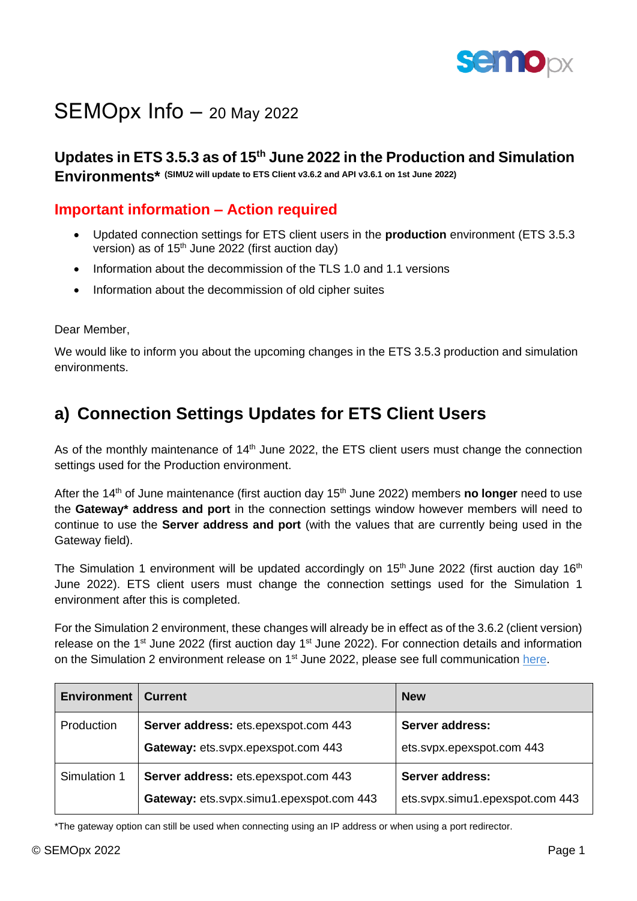# SEMOpx Info – 20 May 2022

## Updates in ETS 3.5.3 as of 15th June 2022 in the Production and Simulation Environments* (SIMU2 will update to ETS Client v3.6.2 and API v3.6.1 on 1st June 2022)

### Important information – Action required

- Updated connection settings for ETS client users in the **production** environment (ETS 3.5.3 version) as of 15th June 2022 (first auction day)
- Information about the decommission of the TLS 1.0 and 1.1 versions
- Information about the decommission of old cipher suites

Dear Member,

We would like to inform you about the upcoming changes in the ETS 3.5.3 production and simulation environments.

## a) Connection Settings Updates for ETS Client Users

As of the monthly maintenance of 14th June 2022, the ETS client users must change the connection settings used for the Production environment.

After the 14th of June maintenance (first auction day 15th June 2022) members **no longer** need to use the **Gateway* address and port** in the connection settings window however members will need to continue to use the **Server address and port** (with the values that are currently being used in the Gateway field).

The Simulation 1 environment will be updated accordingly on 15th June 2022 (first auction day 16th June 2022). ETS client users must change the connection settings used for the Simulation 1 environment after this is completed.

For the Simulation 2 environment, these changes will already be in effect as of the 3.6.2 (client version) release on the 1st June 2022 (first auction day 1st June 2022). For connection details and information on the Simulation 2 environment release on 1st June 2022, please see full communication here.

| Environment | Current | New |
|---|---|---|
| Production | **Server address:** ets.epexspot.com 443<br>**Gateway:** ets.svpx.epexspot.com 443 | **Server address:**<br>ets.svpx.epexspot.com 443 |
| Simulation 1 | **Server address:** ets.epexspot.com 443<br>**Gateway:** ets.svpx.simu1.epexspot.com 443 | **Server address:**<br>ets.svpx.simu1.epexspot.com 443 |

*The gateway option can still be used when connecting using an IP address or when using a port redirector.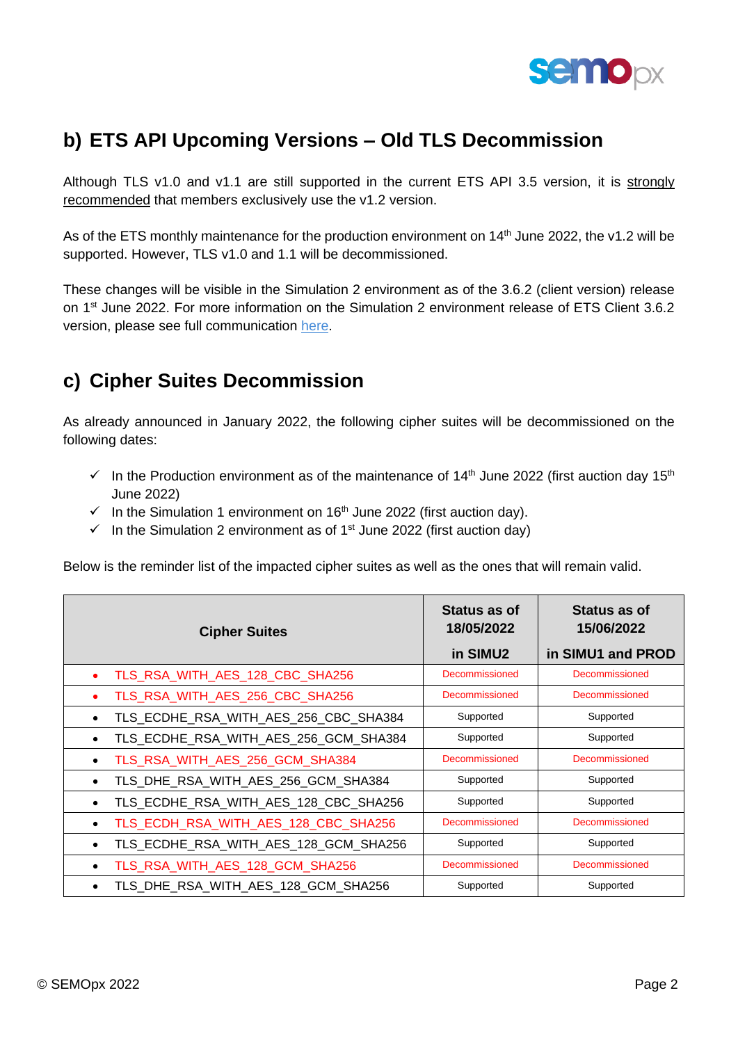## b) ETS API Upcoming Versions – Old TLS Decommission

Although TLS v1.0 and v1.1 are still supported in the current ETS API 3.5 version, it is strongly recommended that members exclusively use the v1.2 version.

As of the ETS monthly maintenance for the production environment on 14th June 2022, the v1.2 will be supported. However, TLS v1.0 and 1.1 will be decommissioned.

These changes will be visible in the Simulation 2 environment as of the 3.6.2 (client version) release on 1st June 2022. For more information on the Simulation 2 environment release of ETS Client 3.6.2 version, please see full communication here.

## c) Cipher Suites Decommission

As already announced in January 2022, the following cipher suites will be decommissioned on the following dates:

- ✓ In the Production environment as of the maintenance of 14th June 2022 (first auction day 15th June 2022)
- ✓ In the Simulation 1 environment on 16th June 2022 (first auction day).
- ✓ In the Simulation 2 environment as of 1st June 2022 (first auction day)

Below is the reminder list of the impacted cipher suites as well as the ones that will remain valid.

| Cipher Suites | Status as of 18/05/2022 in SIMU2 | Status as of 15/06/2022 in SIMU1 and PROD |
|---|---|---|
| • TLS_RSA_WITH_AES_128_CBC_SHA256 | Decommissioned | Decommissioned |
| • TLS_RSA_WITH_AES_256_CBC_SHA256 | Decommissioned | Decommissioned |
| • TLS_ECDHE_RSA_WITH_AES_256_CBC_SHA384 | Supported | Supported |
| • TLS_ECDHE_RSA_WITH_AES_256_GCM_SHA384 | Supported | Supported |
| • TLS_RSA_WITH_AES_256_GCM_SHA384 | Decommissioned | Decommissioned |
| • TLS_DHE_RSA_WITH_AES_256_GCM_SHA384 | Supported | Supported |
| • TLS_ECDHE_RSA_WITH_AES_128_CBC_SHA256 | Supported | Supported |
| • TLS_ECDH_RSA_WITH_AES_128_CBC_SHA256 | Decommissioned | Decommissioned |
| • TLS_ECDHE_RSA_WITH_AES_128_GCM_SHA256 | Supported | Supported |
| • TLS_RSA_WITH_AES_128_GCM_SHA256 | Decommissioned | Decommissioned |
| • TLS_DHE_RSA_WITH_AES_128_GCM_SHA256 | Supported | Supported |

© SEMOpx 2022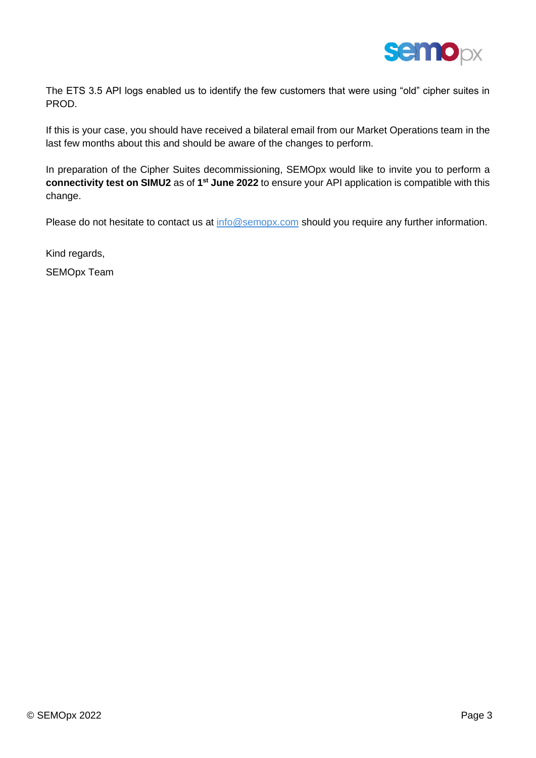The ETS 3.5 API logs enabled us to identify the few customers that were using “old” cipher suites in PROD.

If this is your case, you should have received a bilateral email from our Market Operations team in the last few months about this and should be aware of the changes to perform.

In preparation of the Cipher Suites decommissioning, SEMOpx would like to invite you to perform a **connectivity test on SIMU2** as of **1st June 2022** to ensure your API application is compatible with this change.

Please do not hesitate to contact us at info@semopx.com should you require any further information.

Kind regards,

SEMOpx Team